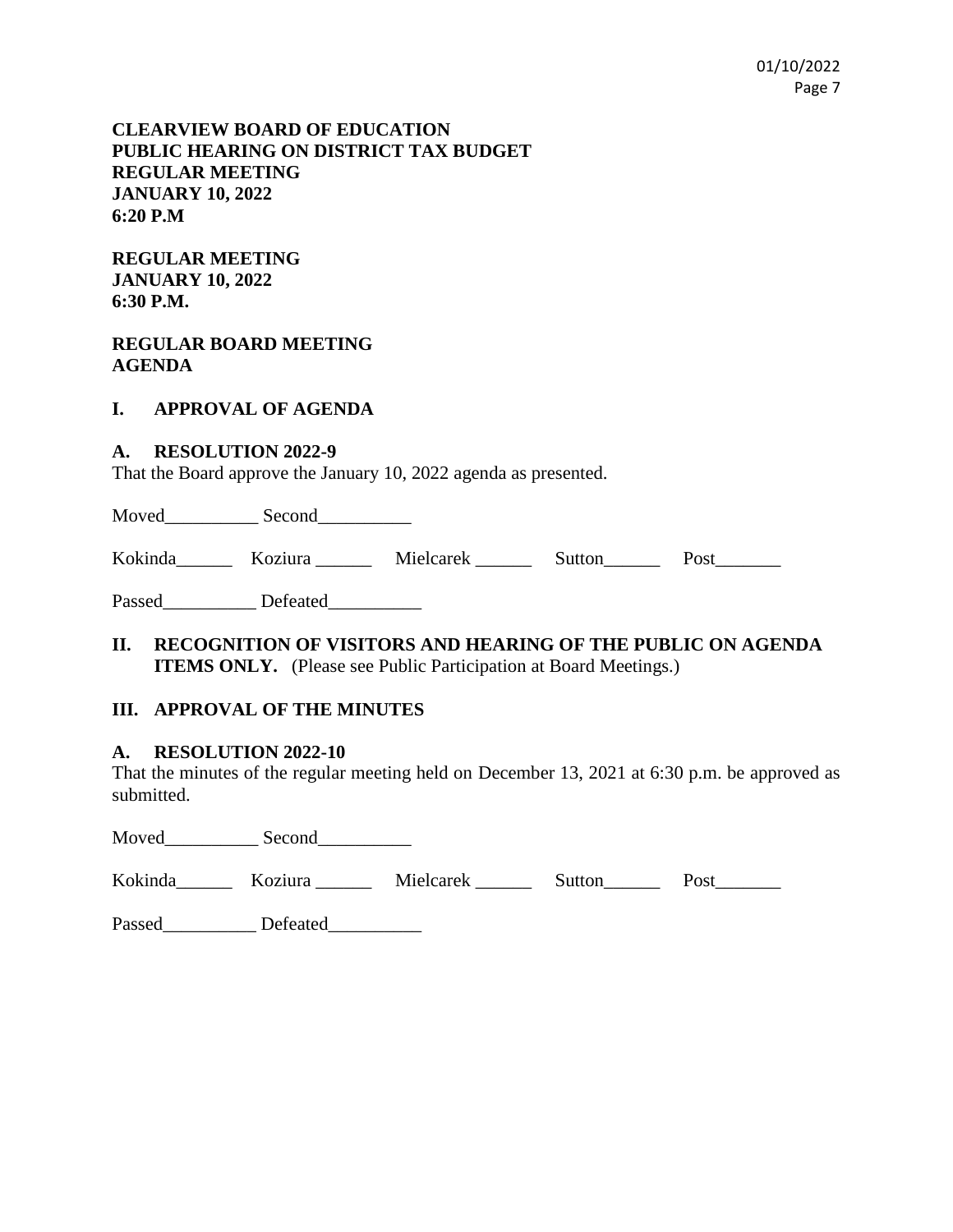**CLEARVIEW BOARD OF EDUCATION**
**PUBLIC HEARING ON DISTRICT TAX BUDGET**
**REGULAR MEETING**
**JANUARY 10, 2022**
**6:20 P.M**

**REGULAR MEETING**
**JANUARY 10, 2022**
**6:30 P.M.**

**REGULAR BOARD MEETING**
**AGENDA**

## I. APPROVAL OF AGENDA

### A. RESOLUTION 2022-9

That the Board approve the January 10, 2022 agenda as presented.

Moved__________ Second__________

Kokinda______ Koziura ______ Mielcarek ______ Sutton______ Post_______

Passed__________ Defeated__________

## II. RECOGNITION OF VISITORS AND HEARING OF THE PUBLIC ON AGENDA ITEMS ONLY. (Please see Public Participation at Board Meetings.)

## III. APPROVAL OF THE MINUTES

### A. RESOLUTION 2022-10

That the minutes of the regular meeting held on December 13, 2021 at 6:30 p.m. be approved as submitted.

Moved__________ Second__________

Kokinda______ Koziura ______ Mielcarek ______ Sutton______ Post_______

Passed__________ Defeated__________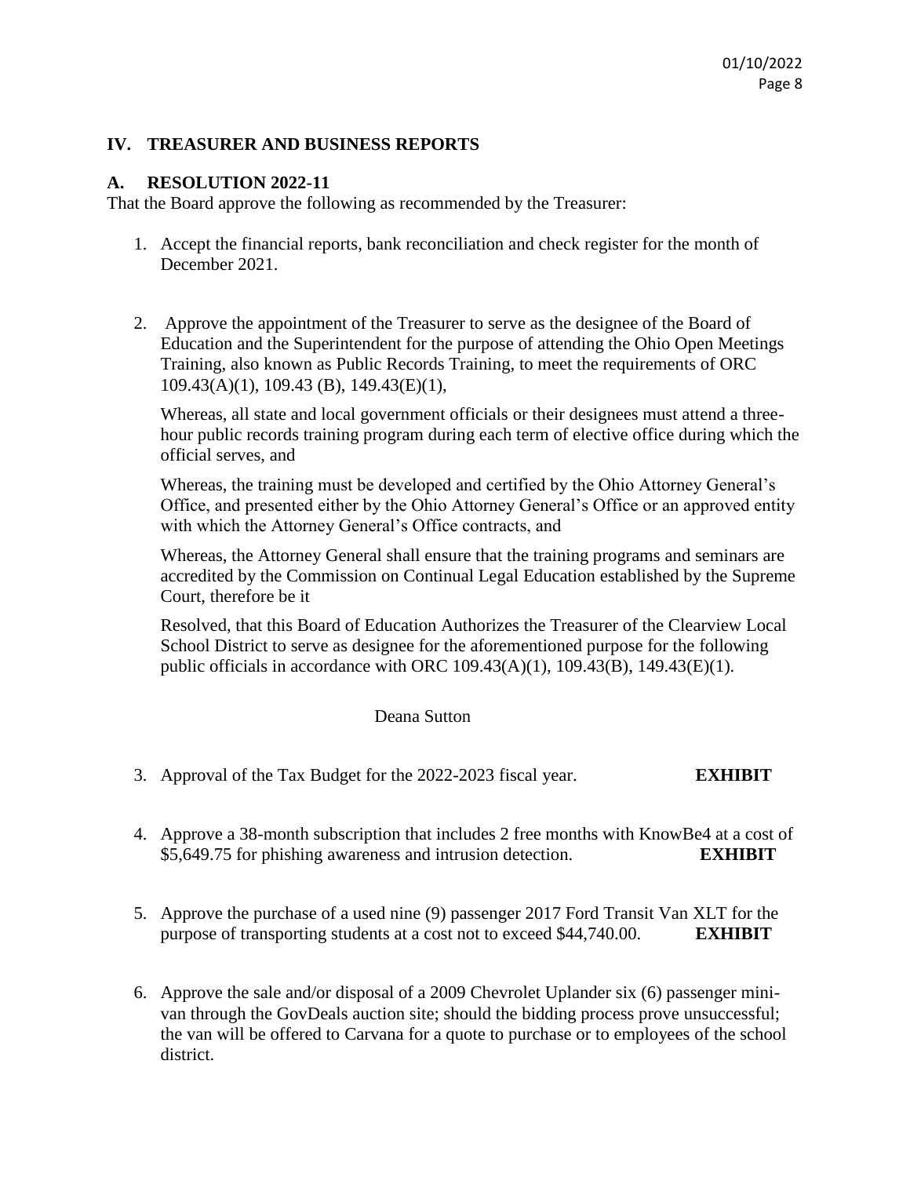## IV. TREASURER AND BUSINESS REPORTS

### A. RESOLUTION 2022-11

That the Board approve the following as recommended by the Treasurer:

1. Accept the financial reports, bank reconciliation and check register for the month of December 2021.

2. Approve the appointment of the Treasurer to serve as the designee of the Board of Education and the Superintendent for the purpose of attending the Ohio Open Meetings Training, also known as Public Records Training, to meet the requirements of ORC 109.43(A)(1), 109.43 (B), 149.43(E)(1),

   Whereas, all state and local government officials or their designees must attend a three-hour public records training program during each term of elective office during which the official serves, and

   Whereas, the training must be developed and certified by the Ohio Attorney General's Office, and presented either by the Ohio Attorney General's Office or an approved entity with which the Attorney General's Office contracts, and

   Whereas, the Attorney General shall ensure that the training programs and seminars are accredited by the Commission on Continual Legal Education established by the Supreme Court, therefore be it

   Resolved, that this Board of Education Authorizes the Treasurer of the Clearview Local School District to serve as designee for the aforementioned purpose for the following public officials in accordance with ORC 109.43(A)(1), 109.43(B), 149.43(E)(1).

   Deana Sutton

3. Approval of the Tax Budget for the 2022-2023 fiscal year. **EXHIBIT**

4. Approve a 38-month subscription that includes 2 free months with KnowBe4 at a cost of $5,649.75 for phishing awareness and intrusion detection. **EXHIBIT**

5. Approve the purchase of a used nine (9) passenger 2017 Ford Transit Van XLT for the purpose of transporting students at a cost not to exceed $44,740.00. **EXHIBIT**

6. Approve the sale and/or disposal of a 2009 Chevrolet Uplander six (6) passenger mini-van through the GovDeals auction site; should the bidding process prove unsuccessful; the van will be offered to Carvana for a quote to purchase or to employees of the school district.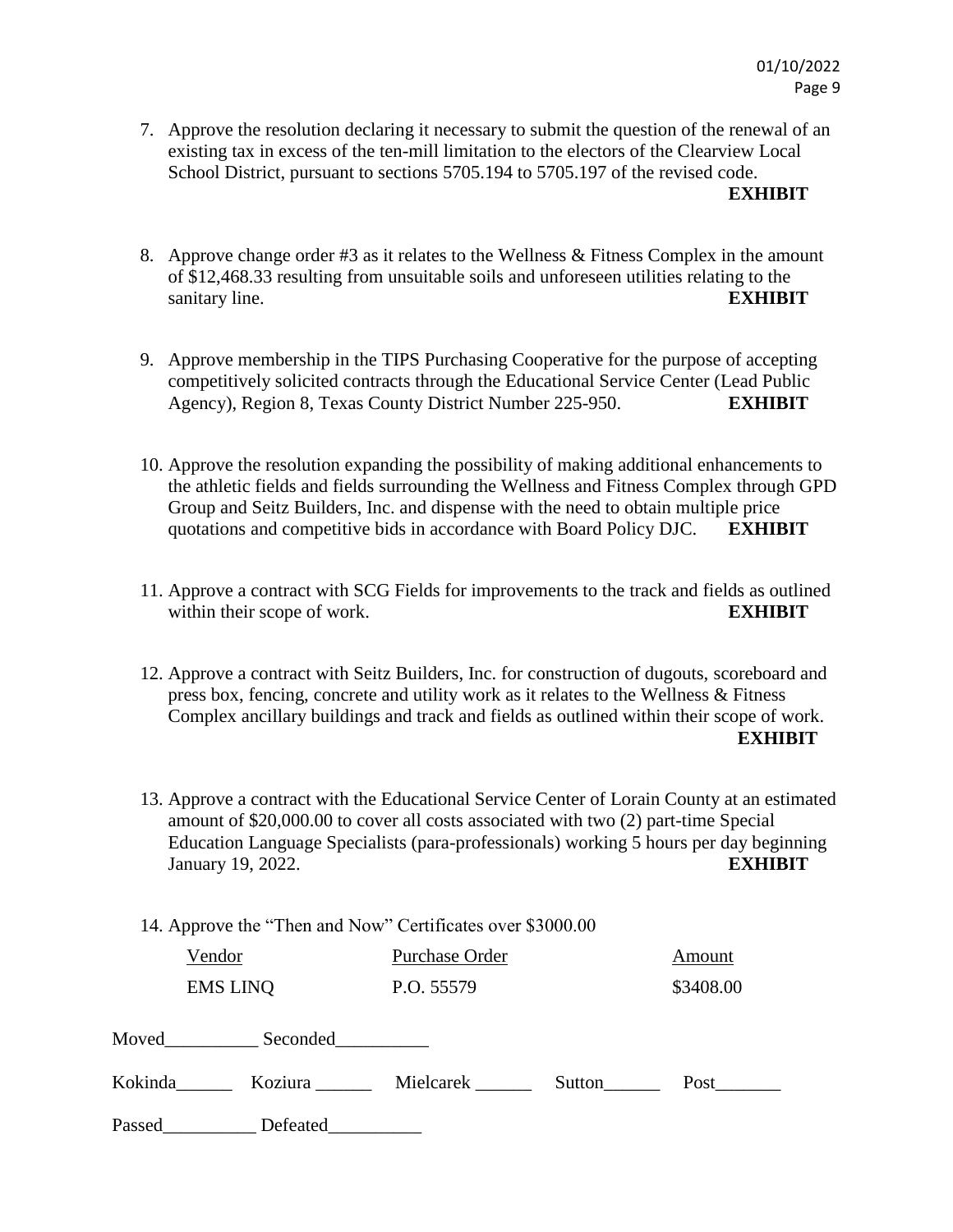7. Approve the resolution declaring it necessary to submit the question of the renewal of an existing tax in excess of the ten-mill limitation to the electors of the Clearview Local School District, pursuant to sections 5705.194 to 5705.197 of the revised code. **EXHIBIT**

8. Approve change order #3 as it relates to the Wellness & Fitness Complex in the amount of $12,468.33 resulting from unsuitable soils and unforeseen utilities relating to the sanitary line. **EXHIBIT**

9. Approve membership in the TIPS Purchasing Cooperative for the purpose of accepting competitively solicited contracts through the Educational Service Center (Lead Public Agency), Region 8, Texas County District Number 225-950. **EXHIBIT**

10. Approve the resolution expanding the possibility of making additional enhancements to the athletic fields and fields surrounding the Wellness and Fitness Complex through GPD Group and Seitz Builders, Inc. and dispense with the need to obtain multiple price quotations and competitive bids in accordance with Board Policy DJC. **EXHIBIT**

11. Approve a contract with SCG Fields for improvements to the track and fields as outlined within their scope of work. **EXHIBIT**

12. Approve a contract with Seitz Builders, Inc. for construction of dugouts, scoreboard and press box, fencing, concrete and utility work as it relates to the Wellness & Fitness Complex ancillary buildings and track and fields as outlined within their scope of work. **EXHIBIT**

13. Approve a contract with the Educational Service Center of Lorain County at an estimated amount of $20,000.00 to cover all costs associated with two (2) part-time Special Education Language Specialists (para-professionals) working 5 hours per day beginning January 19, 2022. **EXHIBIT**

14. Approve the "Then and Now" Certificates over $3000.00

| Vendor | Purchase Order | Amount |
|---|---|---|
| EMS LINQ | P.O. 55579 | $3408.00 |

Moved__________ Seconded__________

Kokinda______ Koziura ______ Mielcarek ______ Sutton______ Post_______

Passed__________ Defeated__________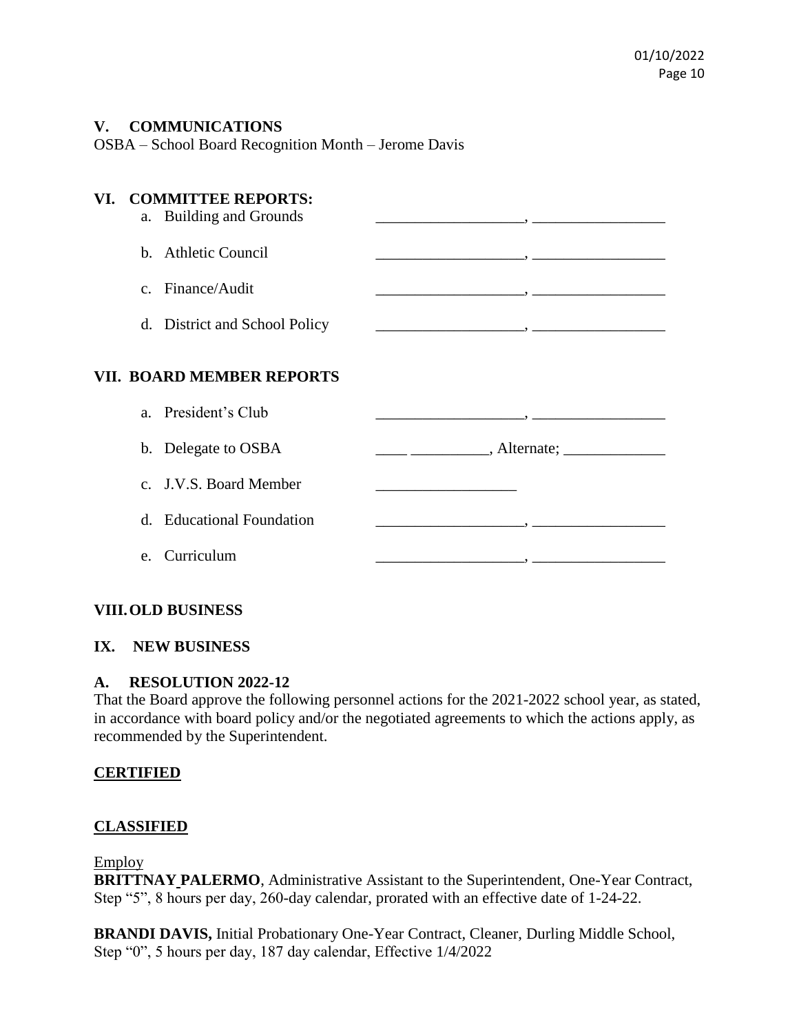## V. COMMUNICATIONS

OSBA – School Board Recognition Month – Jerome Davis

## VI. COMMITTEE REPORTS:

a. Building and Grounds ____________________, __________________

b. Athletic Council ____________________, __________________

c. Finance/Audit ____________________, __________________

d. District and School Policy ____________________, __________________

## VII. BOARD MEMBER REPORTS

a. President's Club ____________________, __________________

b. Delegate to OSBA ____ __________, Alternate; ______________

c. J.V.S. Board Member ___________________

d. Educational Foundation ____________________, __________________

e. Curriculum ____________________, __________________

## VIII. OLD BUSINESS

## IX. NEW BUSINESS

### A. RESOLUTION 2022-12

That the Board approve the following personnel actions for the 2021-2022 school year, as stated, in accordance with board policy and/or the negotiated agreements to which the actions apply, as recommended by the Superintendent.

**CERTIFIED**

**CLASSIFIED**

Employ

**BRITTNAY PALERMO**, Administrative Assistant to the Superintendent, One-Year Contract, Step "5", 8 hours per day, 260-day calendar, prorated with an effective date of 1-24-22.

**BRANDI DAVIS,** Initial Probationary One-Year Contract, Cleaner, Durling Middle School, Step "0", 5 hours per day, 187 day calendar, Effective 1/4/2022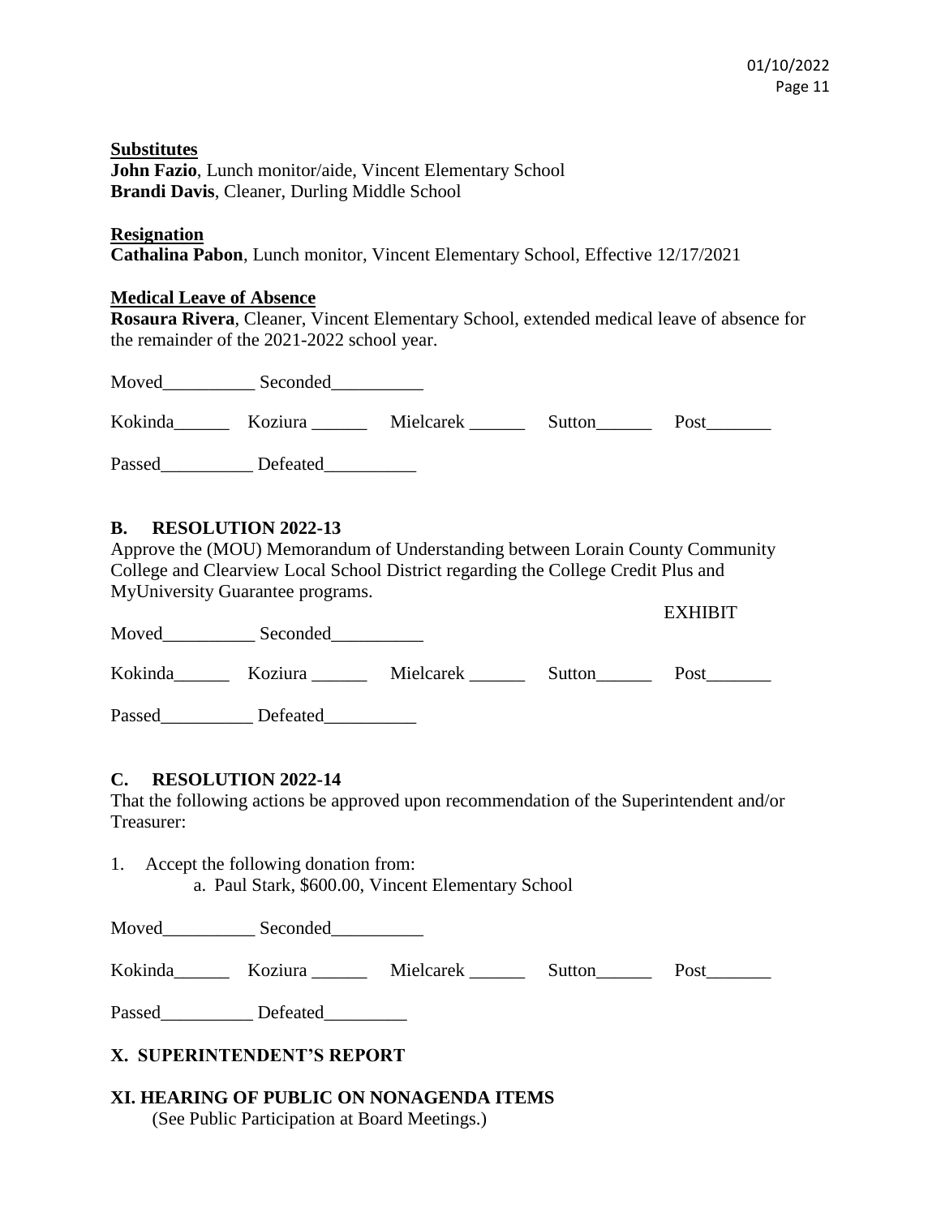**Substitutes**
**John Fazio**, Lunch monitor/aide, Vincent Elementary School
**Brandi Davis**, Cleaner, Durling Middle School

**Resignation**
**Cathalina Pabon**, Lunch monitor, Vincent Elementary School, Effective 12/17/2021

**Medical Leave of Absence**
**Rosaura Rivera**, Cleaner, Vincent Elementary School, extended medical leave of absence for the remainder of the 2021-2022 school year.

Moved__________ Seconded__________

Kokinda______ Koziura ______ Mielcarek ______ Sutton______ Post_______

Passed__________ Defeated__________

## B. RESOLUTION 2022-13

Approve the (MOU) Memorandum of Understanding between Lorain County Community College and Clearview Local School District regarding the College Credit Plus and MyUniversity Guarantee programs.

EXHIBIT

Moved__________ Seconded__________

Kokinda______ Koziura ______ Mielcarek ______ Sutton______ Post_______

Passed__________ Defeated__________

## C. RESOLUTION 2022-14

That the following actions be approved upon recommendation of the Superintendent and/or Treasurer:

1. Accept the following donation from:
   a. Paul Stark, $600.00, Vincent Elementary School

Moved__________ Seconded__________

Kokinda______ Koziura ______ Mielcarek ______ Sutton______ Post_______

Passed__________ Defeated_________

## X. SUPERINTENDENT'S REPORT

## XI. HEARING OF PUBLIC ON NONAGENDA ITEMS

(See Public Participation at Board Meetings.)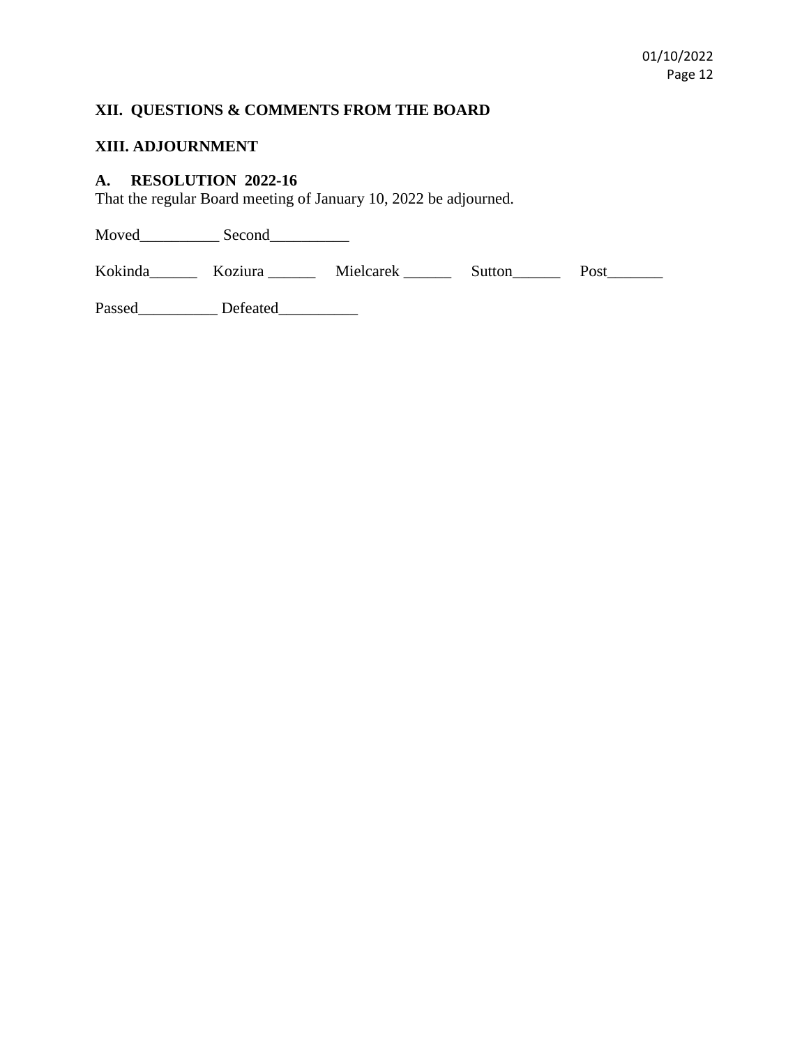## XII. QUESTIONS & COMMENTS FROM THE BOARD

## XIII. ADJOURNMENT

### A. RESOLUTION 2022-16

That the regular Board meeting of January 10, 2022 be adjourned.

Moved__________ Second__________

Kokinda______ Koziura ______ Mielcarek ______ Sutton______ Post_______

Passed__________ Defeated__________